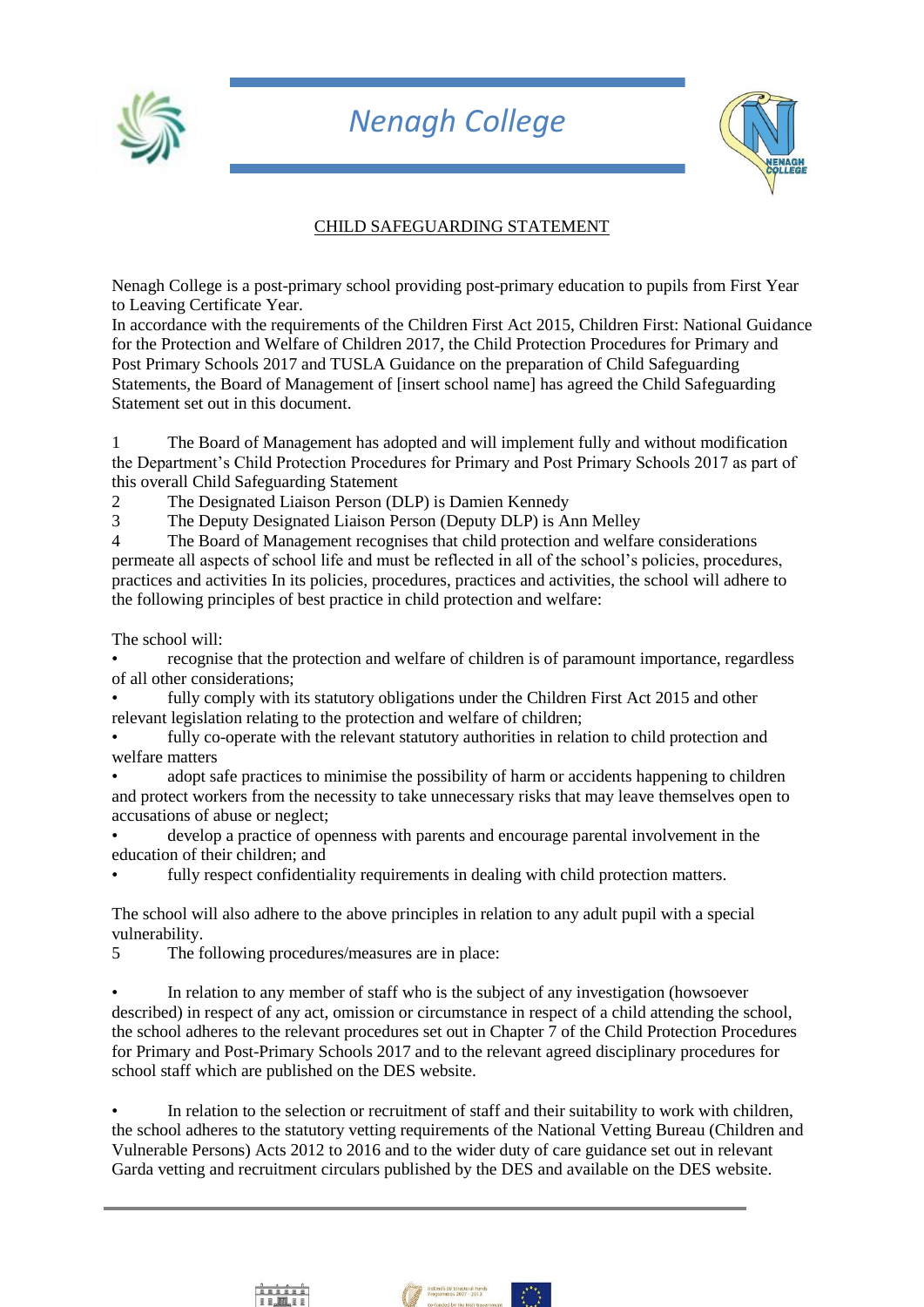# Nenagh College

## CHILD SAFEGUARDING STATEMENT

Nenagh College is a post-primary school providing post-primary education to pupils from First Year to Leaving Certificate Year.
In accordance with the requirements of the Children First Act 2015, Children First: National Guidance for the Protection and Welfare of Children 2017, the Child Protection Procedures for Primary and Post Primary Schools 2017 and TUSLA Guidance on the preparation of Child Safeguarding Statements, the Board of Management of [insert school name] has agreed the Child Safeguarding Statement set out in this document.

1 The Board of Management has adopted and will implement fully and without modification the Department's Child Protection Procedures for Primary and Post Primary Schools 2017 as part of this overall Child Safeguarding Statement
2 The Designated Liaison Person (DLP) is Damien Kennedy
3 The Deputy Designated Liaison Person (Deputy DLP) is Ann Melley
4 The Board of Management recognises that child protection and welfare considerations permeate all aspects of school life and must be reflected in all of the school's policies, procedures, practices and activities In its policies, procedures, practices and activities, the school will adhere to the following principles of best practice in child protection and welfare:

The school will:

- recognise that the protection and welfare of children is of paramount importance, regardless of all other considerations;
- fully comply with its statutory obligations under the Children First Act 2015 and other relevant legislation relating to the protection and welfare of children;
- fully co-operate with the relevant statutory authorities in relation to child protection and welfare matters
- adopt safe practices to minimise the possibility of harm or accidents happening to children and protect workers from the necessity to take unnecessary risks that may leave themselves open to accusations of abuse or neglect;
- develop a practice of openness with parents and encourage parental involvement in the education of their children; and
- fully respect confidentiality requirements in dealing with child protection matters.

The school will also adhere to the above principles in relation to any adult pupil with a special vulnerability.
5 The following procedures/measures are in place:

- In relation to any member of staff who is the subject of any investigation (howsoever described) in respect of any act, omission or circumstance in respect of a child attending the school, the school adheres to the relevant procedures set out in Chapter 7 of the Child Protection Procedures for Primary and Post-Primary Schools 2017 and to the relevant agreed disciplinary procedures for school staff which are published on the DES website.

- In relation to the selection or recruitment of staff and their suitability to work with children, the school adheres to the statutory vetting requirements of the National Vetting Bureau (Children and Vulnerable Persons) Acts 2012 to 2016 and to the wider duty of care guidance set out in relevant Garda vetting and recruitment circulars published by the DES and available on the DES website.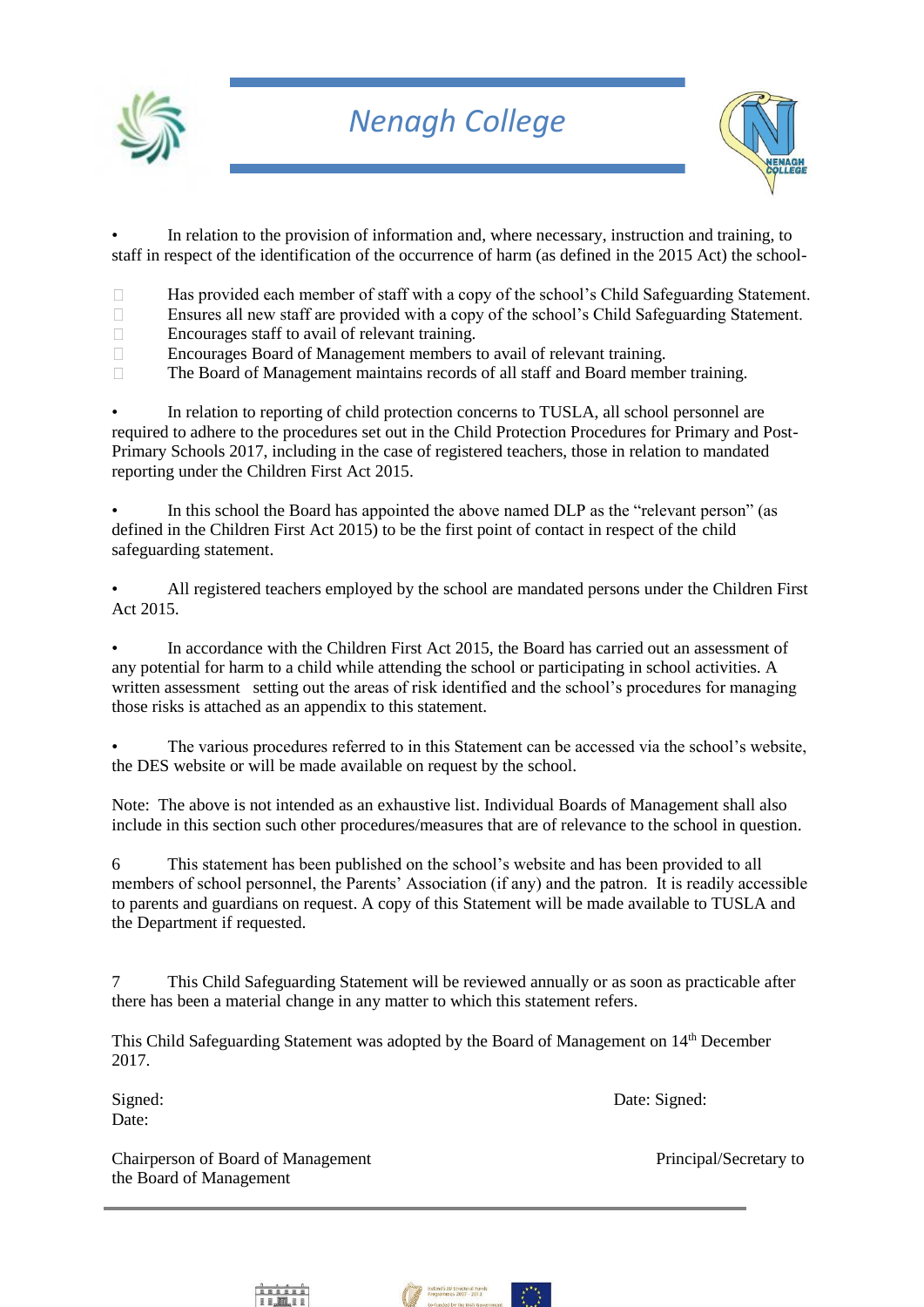- In relation to the provision of information and, where necessary, instruction and training, to staff in respect of the identification of the occurrence of harm (as defined in the 2015 Act) the school-
  - Has provided each member of staff with a copy of the school's Child Safeguarding Statement.
  - Ensures all new staff are provided with a copy of the school's Child Safeguarding Statement.
  - Encourages staff to avail of relevant training.
  - Encourages Board of Management members to avail of relevant training.
  - The Board of Management maintains records of all staff and Board member training.

- In relation to reporting of child protection concerns to TUSLA, all school personnel are required to adhere to the procedures set out in the Child Protection Procedures for Primary and Post-Primary Schools 2017, including in the case of registered teachers, those in relation to mandated reporting under the Children First Act 2015.

- In this school the Board has appointed the above named DLP as the "relevant person" (as defined in the Children First Act 2015) to be the first point of contact in respect of the child safeguarding statement.

- All registered teachers employed by the school are mandated persons under the Children First Act 2015.

- In accordance with the Children First Act 2015, the Board has carried out an assessment of any potential for harm to a child while attending the school or participating in school activities. A written assessment setting out the areas of risk identified and the school's procedures for managing those risks is attached as an appendix to this statement.

- The various procedures referred to in this Statement can be accessed via the school's website, the DES website or will be made available on request by the school.

Note: The above is not intended as an exhaustive list. Individual Boards of Management shall also include in this section such other procedures/measures that are of relevance to the school in question.

6 This statement has been published on the school's website and has been provided to all members of school personnel, the Parents' Association (if any) and the patron. It is readily accessible to parents and guardians on request. A copy of this Statement will be made available to TUSLA and the Department if requested.

7 This Child Safeguarding Statement will be reviewed annually or as soon as practicable after there has been a material change in any matter to which this statement refers.

This Child Safeguarding Statement was adopted by the Board of Management on 14th December 2017.

Signed: Date: Signed:
Date:

Chairperson of Board of Management Principal/Secretary to the Board of Management